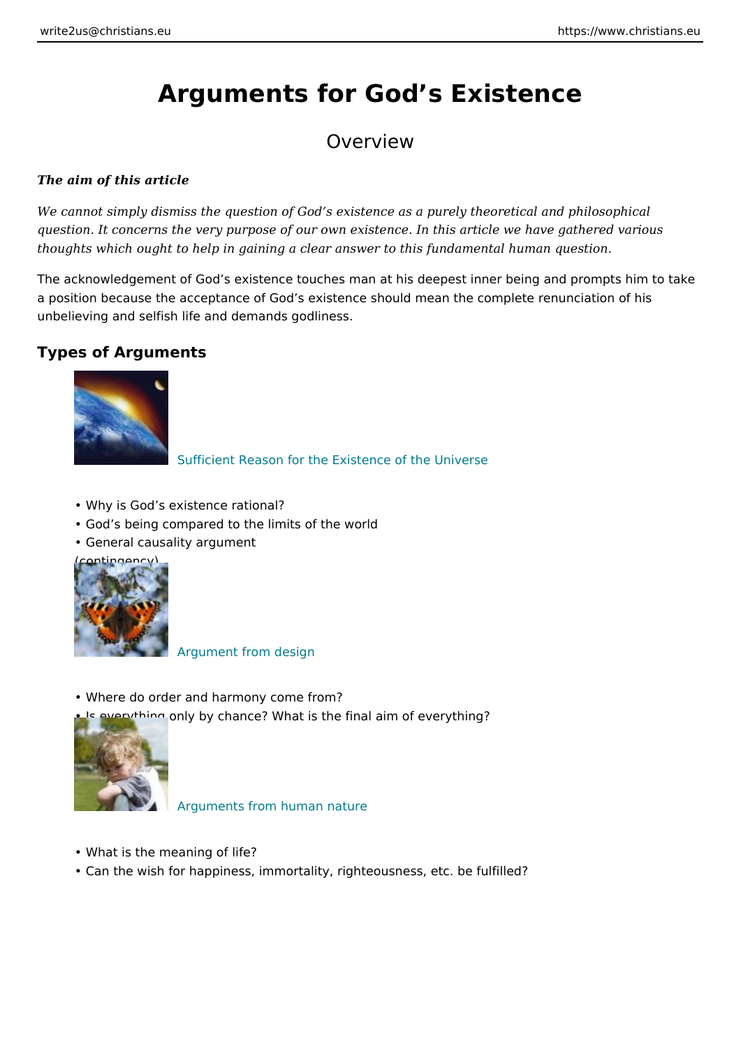# Arguments for God’s Existence

## Overview

***The aim of this article***

*We cannot simply dismiss the question of God’s existence as a purely theoretical and philosophical question. It concerns the very purpose of our own existence. In this article we have gathered various thoughts which ought to help in gaining a clear answer to this fundamental human question.*

The acknowledgement of God’s existence touches man at his deepest inner being and prompts him to take a position because the acceptance of God’s existence should mean the complete renunciation of his unbelieving and selfish life and demands godliness.

### Types of Arguments

Sufficient Reason for the Existence of the Universe

- Why is God’s existence rational?
- God’s being compared to the limits of the world
- General causality argument (contingency)

Argument from design

- Where do order and harmony come from?
- Is everything only by chance? What is the final aim of everything?

Arguments from human nature

- What is the meaning of life?
- Can the wish for happiness, immortality, righteousness, etc. be fulfilled?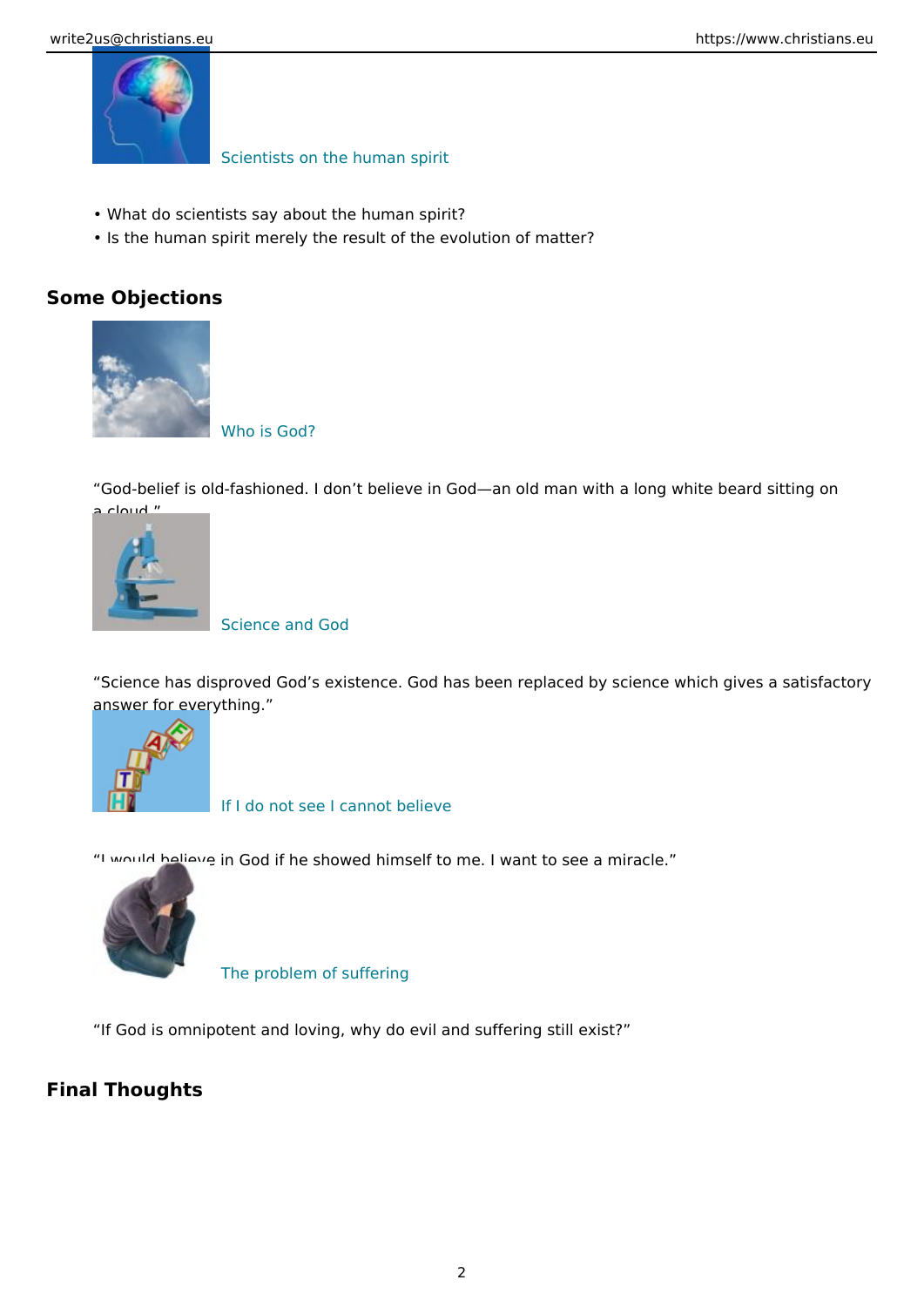Scientists on the human spirit

- What do scientists say about the human spirit?
- Is the human spirit merely the result of the evolution of matter?

## Some Objections

Who is God?

“God-belief is old-fashioned. I don’t believe in God—an old man with a long white beard sitting on a cloud.”

Science and God

“Science has disproved God’s existence. God has been replaced by science which gives a satisfactory answer for everything.”

If I do not see I cannot believe

“I would believe in God if he showed himself to me. I want to see a miracle.”

The problem of suffering

“If God is omnipotent and loving, why do evil and suffering still exist?”

## Final Thoughts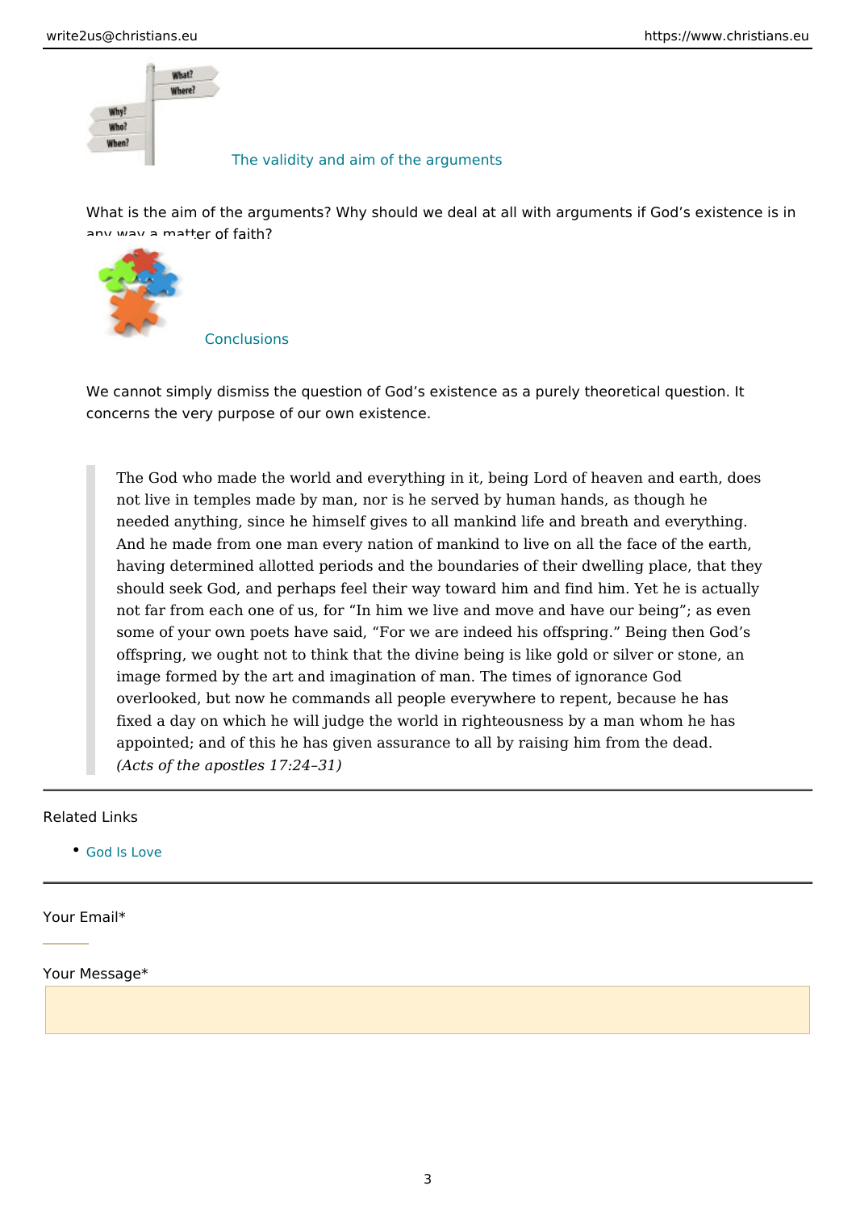[The validity and aim of the arguments](#)

What is the aim of the arguments? Why should we deal at all with arguments if God's existence is in any way a matter of faith?

[Conclusions](#)

We cannot simply dismiss the question of God's existence as a purely theoretical question. It concerns the very purpose of our own existence.

> The God who made the world and everything in it, being Lord of heaven and earth, does not live in temples made by man, nor is he served by human hands, as though he needed anything, since he himself gives to all mankind life and breath and everything. And he made from one man every nation of mankind to live on all the face of the earth, having determined allotted periods and the boundaries of their dwelling place, that they should seek God, and perhaps feel their way toward him and find him. Yet he is actually not far from each one of us, for "In him we live and move and have our being"; as even some of your own poets have said, "For we are indeed his offspring." Being then God's offspring, we ought not to think that the divine being is like gold or silver or stone, an image formed by the art and imagination of man. The times of ignorance God overlooked, but now he commands all people everywhere to repent, because he has fixed a day on which he will judge the world in righteousness by a man whom he has appointed; and of this he has given assurance to all by raising him from the dead.
> *(Acts of the apostles 17:24–31)*

---

Related Links

- God Is Love

---

Your Email*

Your Message*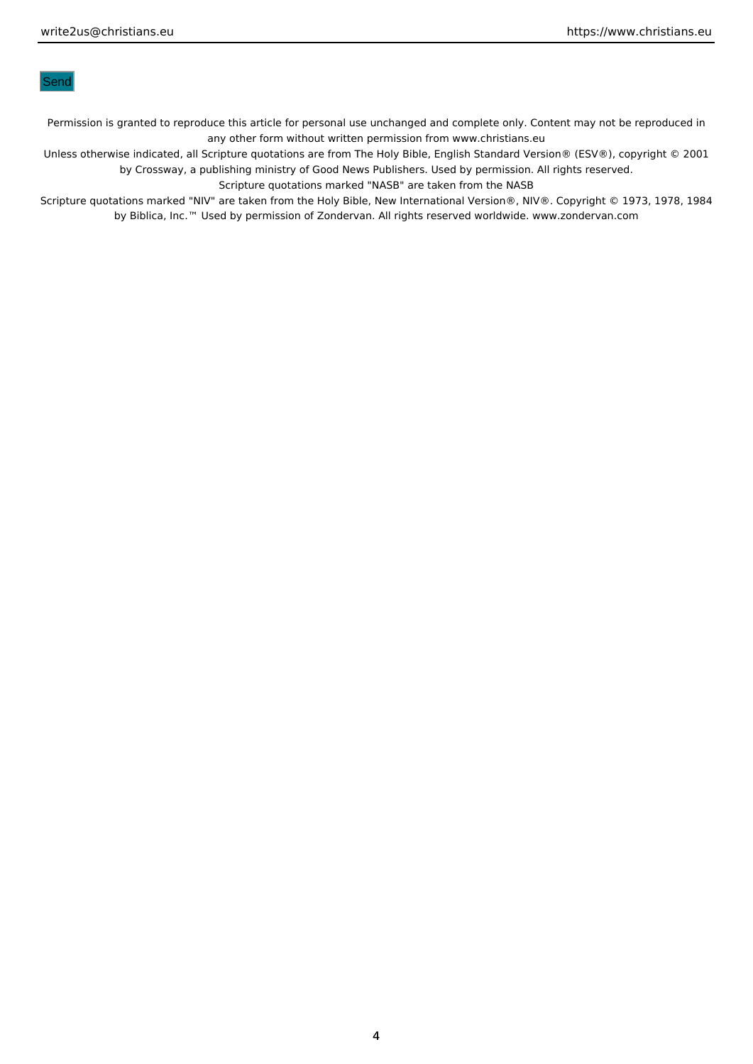Send

Permission is granted to reproduce this article for personal use unchanged and complete only. Content may not be reproduced in any other form without written permission from www.christians.eu

Unless otherwise indicated, all Scripture quotations are from The Holy Bible, English Standard Version® (ESV®), copyright © 2001 by Crossway, a publishing ministry of Good News Publishers. Used by permission. All rights reserved.

Scripture quotations marked "NASB" are taken from the NASB

Scripture quotations marked "NIV" are taken from the Holy Bible, New International Version®, NIV®. Copyright © 1973, 1978, 1984 by Biblica, Inc.™ Used by permission of Zondervan. All rights reserved worldwide. www.zondervan.com